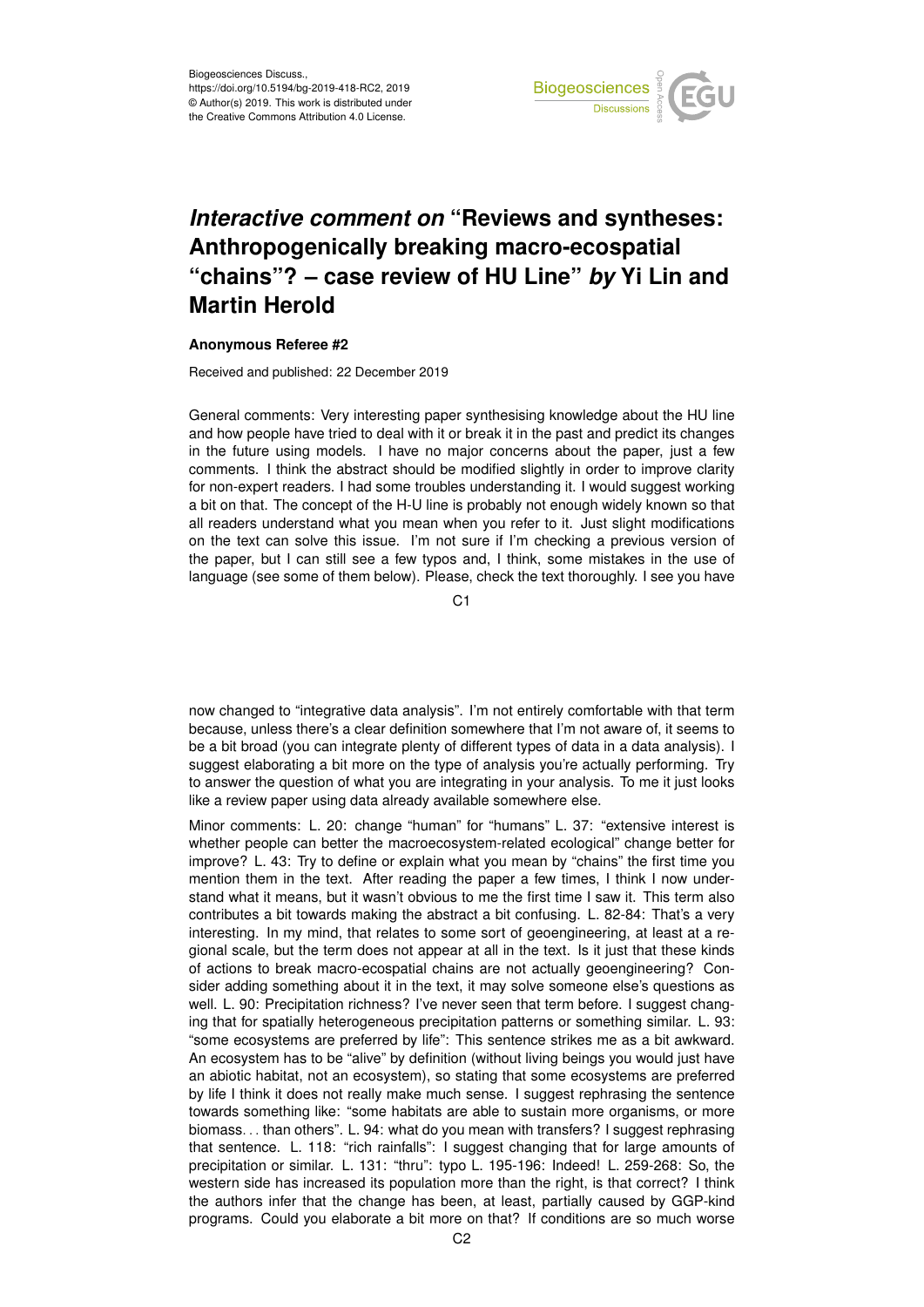# *Interactive comment on* "Reviews and syntheses: Anthropogenically breaking macro-ecospatial "chains"? – case review of HU Line" *by* Yi Lin and Martin Herold

**Anonymous Referee #2**

Received and published: 22 December 2019

General comments: Very interesting paper synthesising knowledge about the HU line and how people have tried to deal with it or break it in the past and predict its changes in the future using models. I have no major concerns about the paper, just a few comments. I think the abstract should be modified slightly in order to improve clarity for non-expert readers. I had some troubles understanding it. I would suggest working a bit on that. The concept of the H-U line is probably not enough widely known so that all readers understand what you mean when you refer to it. Just slight modifications on the text can solve this issue. I'm not sure if I'm checking a previous version of the paper, but I can still see a few typos and, I think, some mistakes in the use of language (see some of them below). Please, check the text thoroughly. I see you have now changed to "integrative data analysis". I'm not entirely comfortable with that term because, unless there's a clear definition somewhere that I'm not aware of, it seems to be a bit broad (you can integrate plenty of different types of data in a data analysis). I suggest elaborating a bit more on the type of analysis you're actually performing. Try to answer the question of what you are integrating in your analysis. To me it just looks like a review paper using data already available somewhere else.

Minor comments: L. 20: change "human" for "humans" L. 37: "extensive interest is whether people can better the macroecosystem-related ecological" change better for improve? L. 43: Try to define or explain what you mean by "chains" the first time you mention them in the text. After reading the paper a few times, I think I now understand what it means, but it wasn't obvious to me the first time I saw it. This term also contributes a bit towards making the abstract a bit confusing. L. 82-84: That's a very interesting. In my mind, that relates to some sort of geoengineering, at least at a regional scale, but the term does not appear at all in the text. Is it just that these kinds of actions to break macro-ecospatial chains are not actually geoengineering? Consider adding something about it in the text, it may solve someone else's questions as well. L. 90: Precipitation richness? I've never seen that term before. I suggest changing that for spatially heterogeneous precipitation patterns or something similar. L. 93: "some ecosystems are preferred by life": This sentence strikes me as a bit awkward. An ecosystem has to be "alive" by definition (without living beings you would just have an abiotic habitat, not an ecosystem), so stating that some ecosystems are preferred by life I think it does not really make much sense. I suggest rephrasing the sentence towards something like: "some habitats are able to sustain more organisms, or more biomass… than others". L. 94: what do you mean with transfers? I suggest rephrasing that sentence. L. 118: "rich rainfalls": I suggest changing that for large amounts of precipitation or similar. L. 131: "thru": typo L. 195-196: Indeed! L. 259-268: So, the western side has increased its population more than the right, is that correct? I think the authors infer that the change has been, at least, partially caused by GGP-kind programs. Could you elaborate a bit more on that? If conditions are so much worse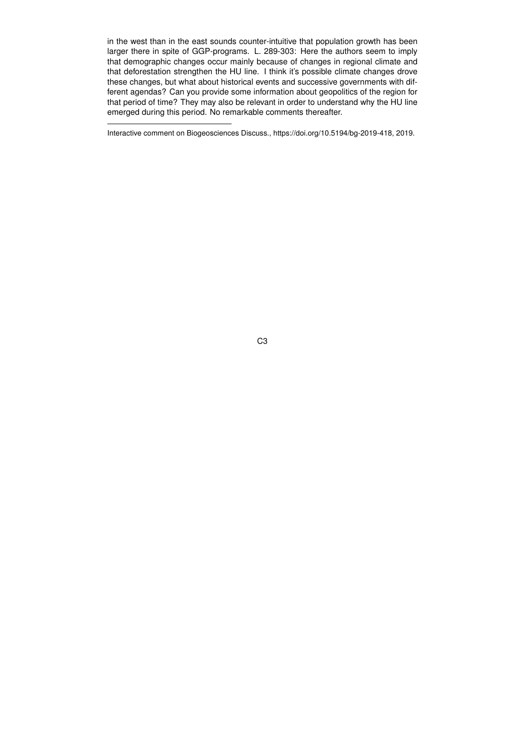in the west than in the east sounds counter-intuitive that population growth has been larger there in spite of GGP-programs. L. 289-303: Here the authors seem to imply that demographic changes occur mainly because of changes in regional climate and that deforestation strengthen the HU line. I think it's possible climate changes drove these changes, but what about historical events and successive governments with different agendas? Can you provide some information about geopolitics of the region for that period of time? They may also be relevant in order to understand why the HU line emerged during this period. No remarkable comments thereafter.

---

Interactive comment on Biogeosciences Discuss., https://doi.org/10.5194/bg-2019-418, 2019.